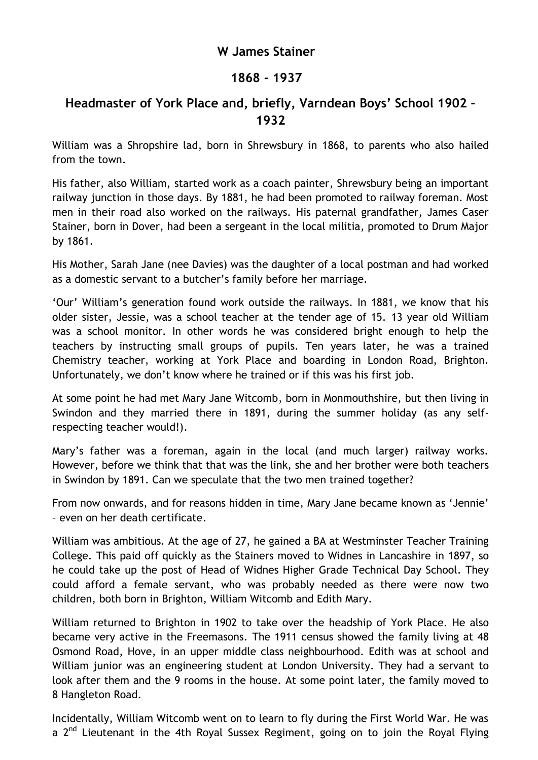# W James Stainer

## 1868 - 1937

## Headmaster of York Place and, briefly, Varndean Boys' School 1902 – 1932

William was a Shropshire lad, born in Shrewsbury in 1868, to parents who also hailed from the town.

His father, also William, started work as a coach painter, Shrewsbury being an important railway junction in those days. By 1881, he had been promoted to railway foreman. Most men in their road also worked on the railways. His paternal grandfather, James Caser Stainer, born in Dover, had been a sergeant in the local militia, promoted to Drum Major by 1861.

His Mother, Sarah Jane (nee Davies) was the daughter of a local postman and had worked as a domestic servant to a butcher's family before her marriage.

'Our' William's generation found work outside the railways. In 1881, we know that his older sister, Jessie, was a school teacher at the tender age of 15. 13 year old William was a school monitor. In other words he was considered bright enough to help the teachers by instructing small groups of pupils. Ten years later, he was a trained Chemistry teacher, working at York Place and boarding in London Road, Brighton. Unfortunately, we don't know where he trained or if this was his first job.

At some point he had met Mary Jane Witcomb, born in Monmouthshire, but then living in Swindon and they married there in 1891, during the summer holiday (as any self-respecting teacher would!).

Mary's father was a foreman, again in the local (and much larger) railway works. However, before we think that that was the link, she and her brother were both teachers in Swindon by 1891. Can we speculate that the two men trained together?

From now onwards, and for reasons hidden in time, Mary Jane became known as 'Jennie' – even on her death certificate.

William was ambitious. At the age of 27, he gained a BA at Westminster Teacher Training College. This paid off quickly as the Stainers moved to Widnes in Lancashire in 1897, so he could take up the post of Head of Widnes Higher Grade Technical Day School. They could afford a female servant, who was probably needed as there were now two children, both born in Brighton, William Witcomb and Edith Mary.

William returned to Brighton in 1902 to take over the headship of York Place. He also became very active in the Freemasons. The 1911 census showed the family living at 48 Osmond Road, Hove, in an upper middle class neighbourhood. Edith was at school and William junior was an engineering student at London University. They had a servant to look after them and the 9 rooms in the house. At some point later, the family moved to 8 Hangleton Road.

Incidentally, William Witcomb went on to learn to fly during the First World War. He was a 2nd Lieutenant in the 4th Royal Sussex Regiment, going on to join the Royal Flying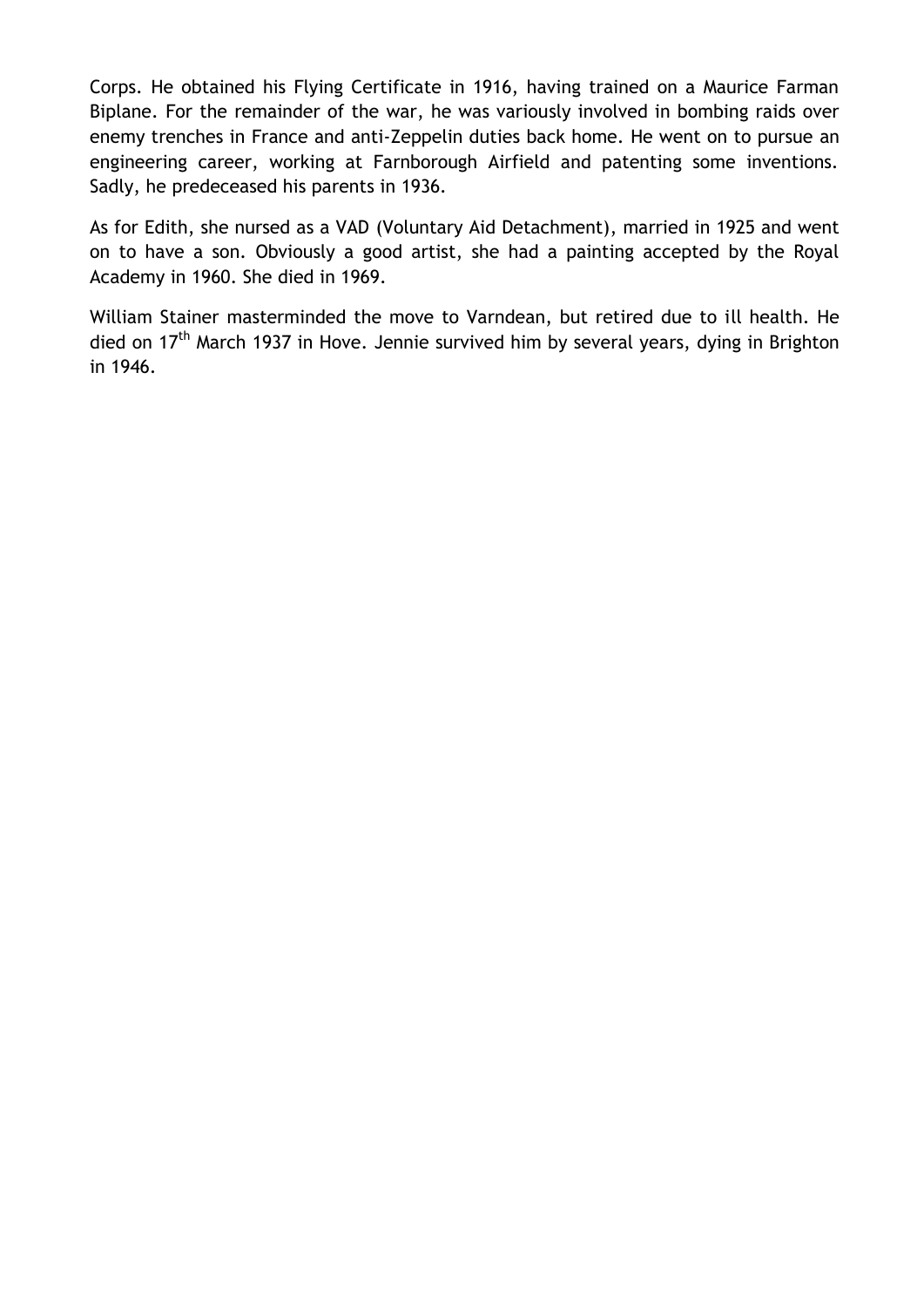Corps. He obtained his Flying Certificate in 1916, having trained on a Maurice Farman Biplane. For the remainder of the war, he was variously involved in bombing raids over enemy trenches in France and anti-Zeppelin duties back home. He went on to pursue an engineering career, working at Farnborough Airfield and patenting some inventions. Sadly, he predeceased his parents in 1936.

As for Edith, she nursed as a VAD (Voluntary Aid Detachment), married in 1925 and went on to have a son. Obviously a good artist, she had a painting accepted by the Royal Academy in 1960. She died in 1969.

William Stainer masterminded the move to Varndean, but retired due to ill health. He died on 17th March 1937 in Hove. Jennie survived him by several years, dying in Brighton in 1946.